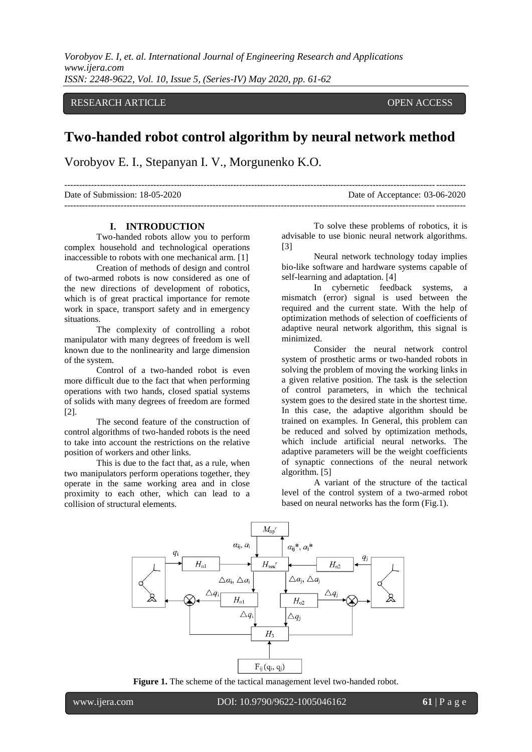RESEARCH ARTICLE OPEN ACCESS

# Two-handed robot control algorithm by neural network method

Vorobyov E. I., Stepanyan I. V., Morgunenko K.O.

Date of Submission: 18-05-2020 Date of Acceptance: 03-06-2020

## I. INTRODUCTION

Two-handed robots allow you to perform complex household and technological operations inaccessible to robots with one mechanical arm. [1]

Creation of methods of design and control of two-armed robots is now considered as one of the new directions of development of robotics, which is of great practical importance for remote work in space, transport safety and in emergency situations.

The complexity of controlling a robot manipulator with many degrees of freedom is well known due to the nonlinearity and large dimension of the system.

Control of a two-handed robot is even more difficult due to the fact that when performing operations with two hands, closed spatial systems of solids with many degrees of freedom are formed [2].

The second feature of the construction of control algorithms of two-handed robots is the need to take into account the restrictions on the relative position of workers and other links.

This is due to the fact that, as a rule, when two manipulators perform operations together, they operate in the same working area and in close proximity to each other, which can lead to a collision of structural elements.

To solve these problems of robotics, it is advisable to use bionic neural network algorithms. [3]

Neural network technology today implies bio-like software and hardware systems capable of self-learning and adaptation. [4]

In cybernetic feedback systems, a mismatch (error) signal is used between the required and the current state. With the help of optimization methods of selection of coefficients of adaptive neural network algorithm, this signal is minimized.

Consider the neural network control system of prosthetic arms or two-handed robots in solving the problem of moving the working links in a given relative position. The task is the selection of control parameters, in which the technical system goes to the desired state in the shortest time. In this case, the adaptive algorithm should be trained on examples. In General, this problem can be reduced and solved by optimization methods, which include artificial neural networks. The adaptive parameters will be the weight coefficients of synaptic connections of the neural network algorithm. [5]

A variant of the structure of the tactical level of the control system of a two-armed robot based on neural networks has the form (Fig.1).

**Figure 1.** The scheme of the tactical management level two-handed robot.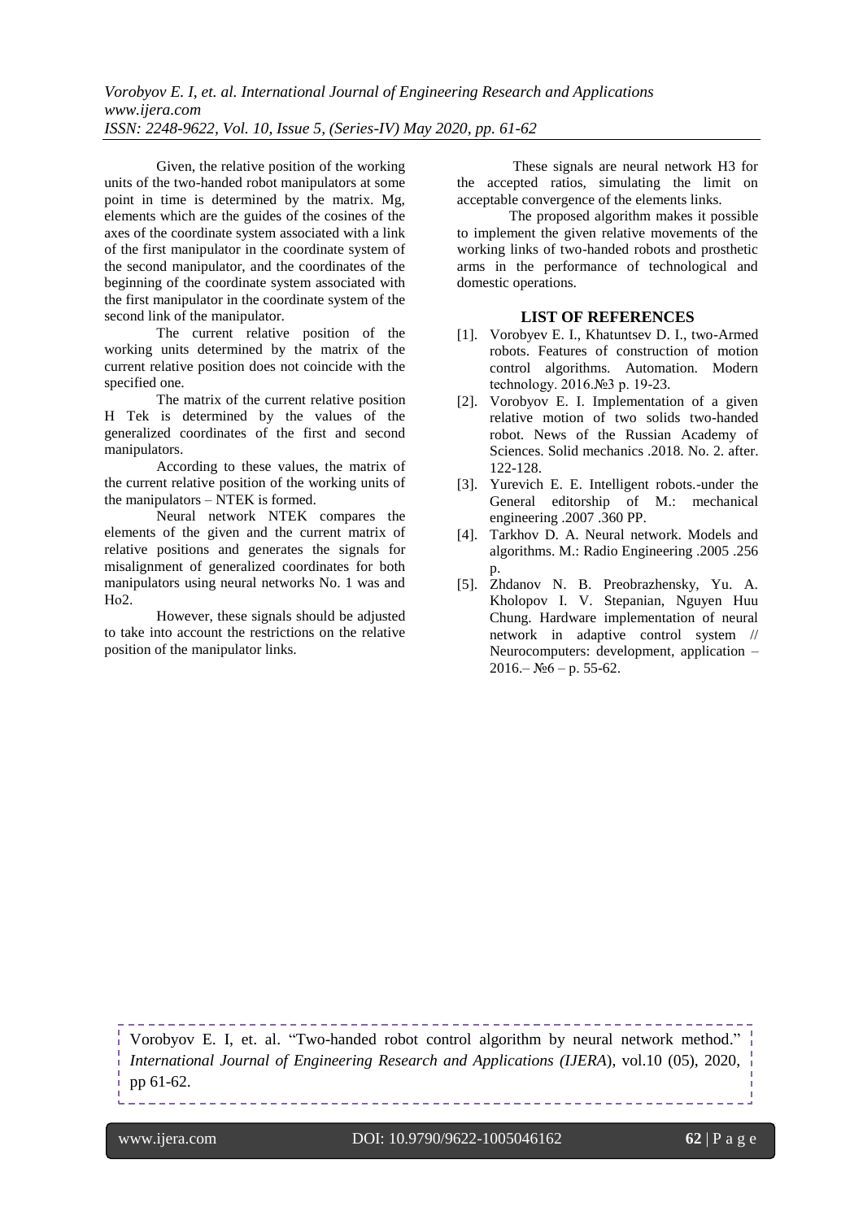Given, the relative position of the working units of the two-handed robot manipulators at some point in time is determined by the matrix. Mg, elements which are the guides of the cosines of the axes of the coordinate system associated with a link of the first manipulator in the coordinate system of the second manipulator, and the coordinates of the beginning of the coordinate system associated with the first manipulator in the coordinate system of the second link of the manipulator.

The current relative position of the working units determined by the matrix of the current relative position does not coincide with the specified one.

The matrix of the current relative position H Tek is determined by the values of the generalized coordinates of the first and second manipulators.

According to these values, the matrix of the current relative position of the working units of the manipulators – NTEK is formed.

Neural network NTEK compares the elements of the given and the current matrix of relative positions and generates the signals for misalignment of generalized coordinates for both manipulators using neural networks No. 1 was and Ho2.

However, these signals should be adjusted to take into account the restrictions on the relative position of the manipulator links.

These signals are neural network H3 for the accepted ratios, simulating the limit on acceptable convergence of the elements links.

The proposed algorithm makes it possible to implement the given relative movements of the working links of two-handed robots and prosthetic arms in the performance of technological and domestic operations.

## LIST OF REFERENCES

[1]. Vorobyev E. I., Khatuntsev D. I., two-Armed robots. Features of construction of motion control algorithms. Automation. Modern technology. 2016.№3 p. 19-23.

[2]. Vorobyov E. I. Implementation of a given relative motion of two solids two-handed robot. News of the Russian Academy of Sciences. Solid mechanics .2018. No. 2. after. 122-128.

[3]. Yurevich E. E. Intelligent robots.-under the General editorship of M.: mechanical engineering .2007 .360 PP.

[4]. Tarkhov D. A. Neural network. Models and algorithms. M.: Radio Engineering .2005 .256 p.

[5]. Zhdanov N. B. Preobrazhensky, Yu. A. Kholopov I. V. Stepanian, Nguyen Huu Chung. Hardware implementation of neural network in adaptive control system // Neurocomputers: development, application – 2016.– №6 – p. 55-62.

Vorobyov E. I, et. al. "Two-handed robot control algorithm by neural network method." *International Journal of Engineering Research and Applications (IJERA*), vol.10 (05), 2020, pp 61-62.